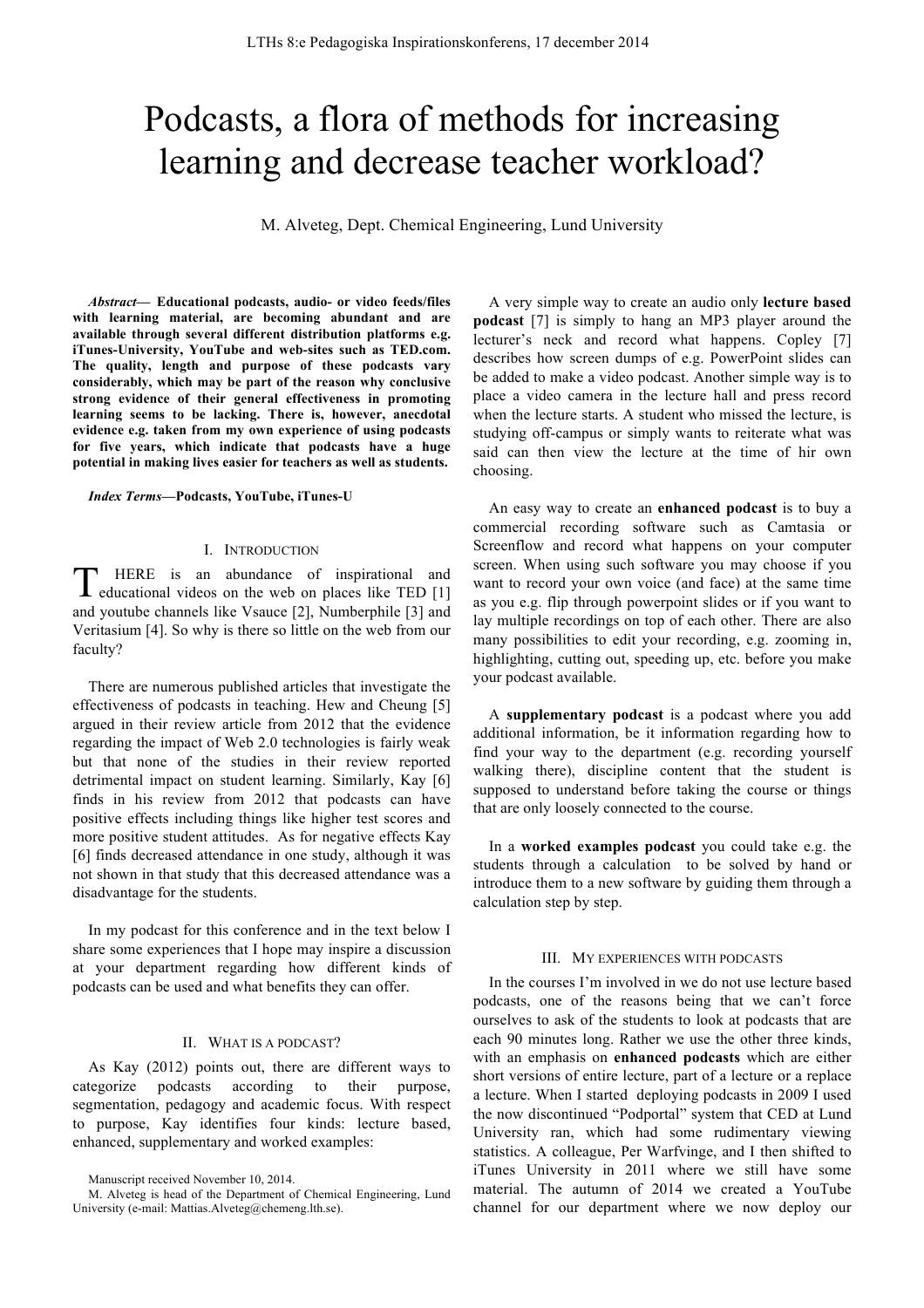# Podcasts, a flora of methods for increasing learning and decrease teacher workload?

M. Alveteg, Dept. Chemical Engineering, Lund University

***Abstract*— Educational podcasts, audio- or video feeds/files with learning material, are becoming abundant and are available through several different distribution platforms e.g. iTunes-University, YouTube and web-sites such as TED.com. The quality, length and purpose of these podcasts vary considerably, which may be part of the reason why conclusive strong evidence of their general effectiveness in promoting learning seems to be lacking. There is, however, anecdotal evidence e.g. taken from my own experience of using podcasts for five years, which indicate that podcasts have a huge potential in making lives easier for teachers as well as students.**

***Index Terms*—Podcasts, YouTube, iTunes-U**

## I. Introduction

THERE is an abundance of inspirational and educational videos on the web on places like TED [1] and youtube channels like Vsauce [2], Numberphile [3] and Veritasium [4]. So why is there so little on the web from our faculty?

There are numerous published articles that investigate the effectiveness of podcasts in teaching. Hew and Cheung [5] argued in their review article from 2012 that the evidence regarding the impact of Web 2.0 technologies is fairly weak but that none of the studies in their review reported detrimental impact on student learning. Similarly, Kay [6] finds in his review from 2012 that podcasts can have positive effects including things like higher test scores and more positive student attitudes. As for negative effects Kay [6] finds decreased attendance in one study, although it was not shown in that study that this decreased attendance was a disadvantage for the students.

In my podcast for this conference and in the text below I share some experiences that I hope may inspire a discussion at your department regarding how different kinds of podcasts can be used and what benefits they can offer.

## II. What is a podcast?

As Kay (2012) points out, there are different ways to categorize podcasts according to their purpose, segmentation, pedagogy and academic focus. With respect to purpose, Kay identifies four kinds: lecture based, enhanced, supplementary and worked examples:

Manuscript received November 10, 2014.

M. Alveteg is head of the Department of Chemical Engineering, Lund University (e-mail: Mattias.Alveteg@chemeng.lth.se).

A very simple way to create an audio only **lecture based podcast** [7] is simply to hang an MP3 player around the lecturer's neck and record what happens. Copley [7] describes how screen dumps of e.g. PowerPoint slides can be added to make a video podcast. Another simple way is to place a video camera in the lecture hall and press record when the lecture starts. A student who missed the lecture, is studying off-campus or simply wants to reiterate what was said can then view the lecture at the time of hir own choosing.

An easy way to create an **enhanced podcast** is to buy a commercial recording software such as Camtasia or Screenflow and record what happens on your computer screen. When using such software you may choose if you want to record your own voice (and face) at the same time as you e.g. flip through powerpoint slides or if you want to lay multiple recordings on top of each other. There are also many possibilities to edit your recording, e.g. zooming in, highlighting, cutting out, speeding up, etc. before you make your podcast available.

A **supplementary podcast** is a podcast where you add additional information, be it information regarding how to find your way to the department (e.g. recording yourself walking there), discipline content that the student is supposed to understand before taking the course or things that are only loosely connected to the course.

In a **worked examples podcast** you could take e.g. the students through a calculation to be solved by hand or introduce them to a new software by guiding them through a calculation step by step.

## III. My experiences with podcasts

In the courses I'm involved in we do not use lecture based podcasts, one of the reasons being that we can't force ourselves to ask of the students to look at podcasts that are each 90 minutes long. Rather we use the other three kinds, with an emphasis on **enhanced podcasts** which are either short versions of entire lecture, part of a lecture or a replace a lecture. When I started deploying podcasts in 2009 I used the now discontinued "Podportal" system that CED at Lund University ran, which had some rudimentary viewing statistics. A colleague, Per Warfvinge, and I then shifted to iTunes University in 2011 where we still have some material. The autumn of 2014 we created a YouTube channel for our department where we now deploy our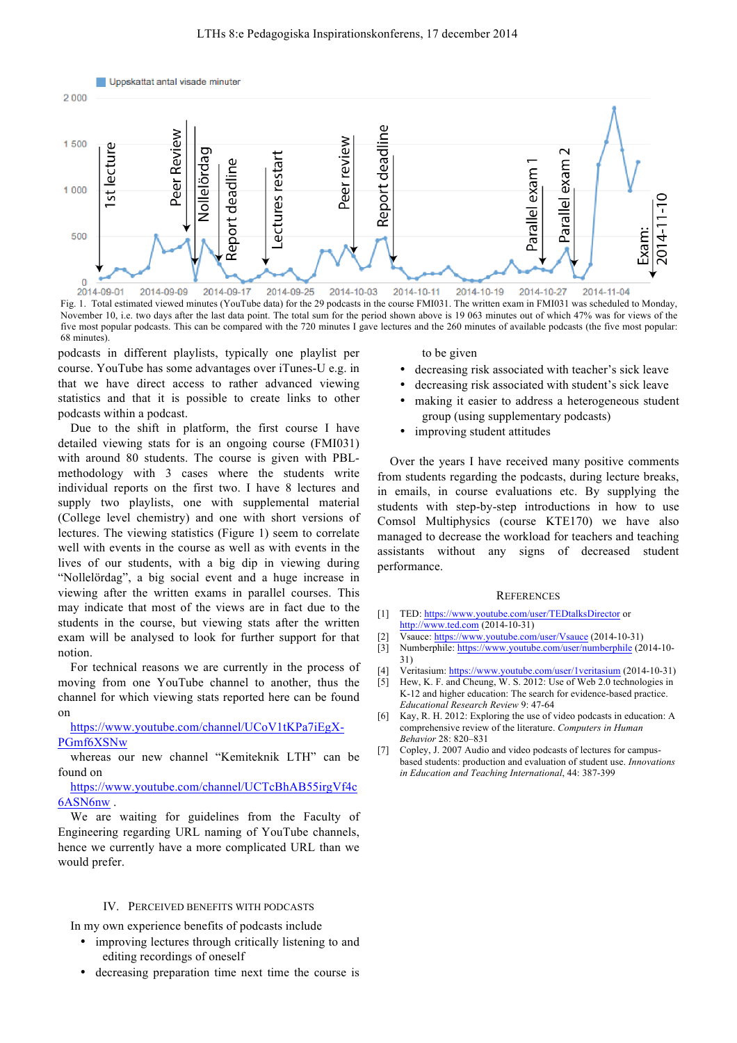Uppskattat antal visade minuter

2 000
1 500
1 000
500
0

1st lecture
Peer Review
Nollelördag
Report deadline
Lectures restart
Peer review
Report deadline
Parallel exam 1
Parallel exam 2
Exam: 2014-11-10

2014-09-01 2014-09-09 2014-09-17 2014-09-25 2014-10-03 2014-10-11 2014-10-19 2014-10-27 2014-11-04

Fig. 1. Total estimated viewed minutes (YouTube data) for the 29 podcasts in the course FMI031. The written exam in FMI031 was scheduled to Monday, November 10, i.e. two days after the last data point. The total sum for the period shown above is 19 063 minutes out of which 47% was for views of the five most popular podcasts. This can be compared with the 720 minutes I gave lectures and the 260 minutes of available podcasts (the five most popular: 68 minutes).

podcasts in different playlists, typically one playlist per course. YouTube has some advantages over iTunes-U e.g. in that we have direct access to rather advanced viewing statistics and that it is possible to create links to other podcasts within a podcast.

Due to the shift in platform, the first course I have detailed viewing stats for is an ongoing course (FMI031) with around 80 students. The course is given with PBL-methodology with 3 cases where the students write individual reports on the first two. I have 8 lectures and supply two playlists, one with supplemental material (College level chemistry) and one with short versions of lectures. The viewing statistics (Figure 1) seem to correlate well with events in the course as well as with events in the lives of our students, with a big dip in viewing during "Nollelördag", a big social event and a huge increase in viewing after the written exams in parallel courses. This may indicate that most of the views are in fact due to the students in the course, but viewing stats after the written exam will be analysed to look for further support for that notion.

For technical reasons we are currently in the process of moving from one YouTube channel to another, thus the channel for which viewing stats reported here can be found on

https://www.youtube.com/channel/UCoV1tKPa7iEgX-PGmf6XSNw

whereas our new channel "Kemiteknik LTH" can be found on

https://www.youtube.com/channel/UCTcBhAB55irgVf4c6ASN6nw .

We are waiting for guidelines from the Faculty of Engineering regarding URL naming of YouTube channels, hence we currently have a more complicated URL than we would prefer.

## IV. Perceived Benefits with Podcasts

In my own experience benefits of podcasts include

- improving lectures through critically listening to and editing recordings of oneself
- decreasing preparation time next time the course is to be given
- decreasing risk associated with teacher's sick leave
- decreasing risk associated with student's sick leave
- making it easier to address a heterogeneous student group (using supplementary podcasts)
- improving student attitudes

Over the years I have received many positive comments from students regarding the podcasts, during lecture breaks, in emails, in course evaluations etc. By supplying the students with step-by-step introductions in how to use Comsol Multiphysics (course KTE170) we have also managed to decrease the workload for teachers and teaching assistants without any signs of decreased student performance.

## References

[1] TED: https://www.youtube.com/user/TEDtalksDirector or http://www.ted.com (2014-10-31)

[2] Vsauce: https://www.youtube.com/user/Vsauce (2014-10-31)

[3] Numberphile: https://www.youtube.com/user/numberphile (2014-10-31)

[4] Veritasium: https://www.youtube.com/user/1veritasium (2014-10-31)

[5] Hew, K. F. and Cheung, W. S. 2012: Use of Web 2.0 technologies in K-12 and higher education: The search for evidence-based practice. *Educational Research Review* 9: 47-64

[6] Kay, R. H. 2012: Exploring the use of video podcasts in education: A comprehensive review of the literature. *Computers in Human Behavior* 28: 820–831

[7] Copley, J. 2007 Audio and video podcasts of lectures for campus-based students: production and evaluation of student use. *Innovations in Education and Teaching International*, 44: 387-399